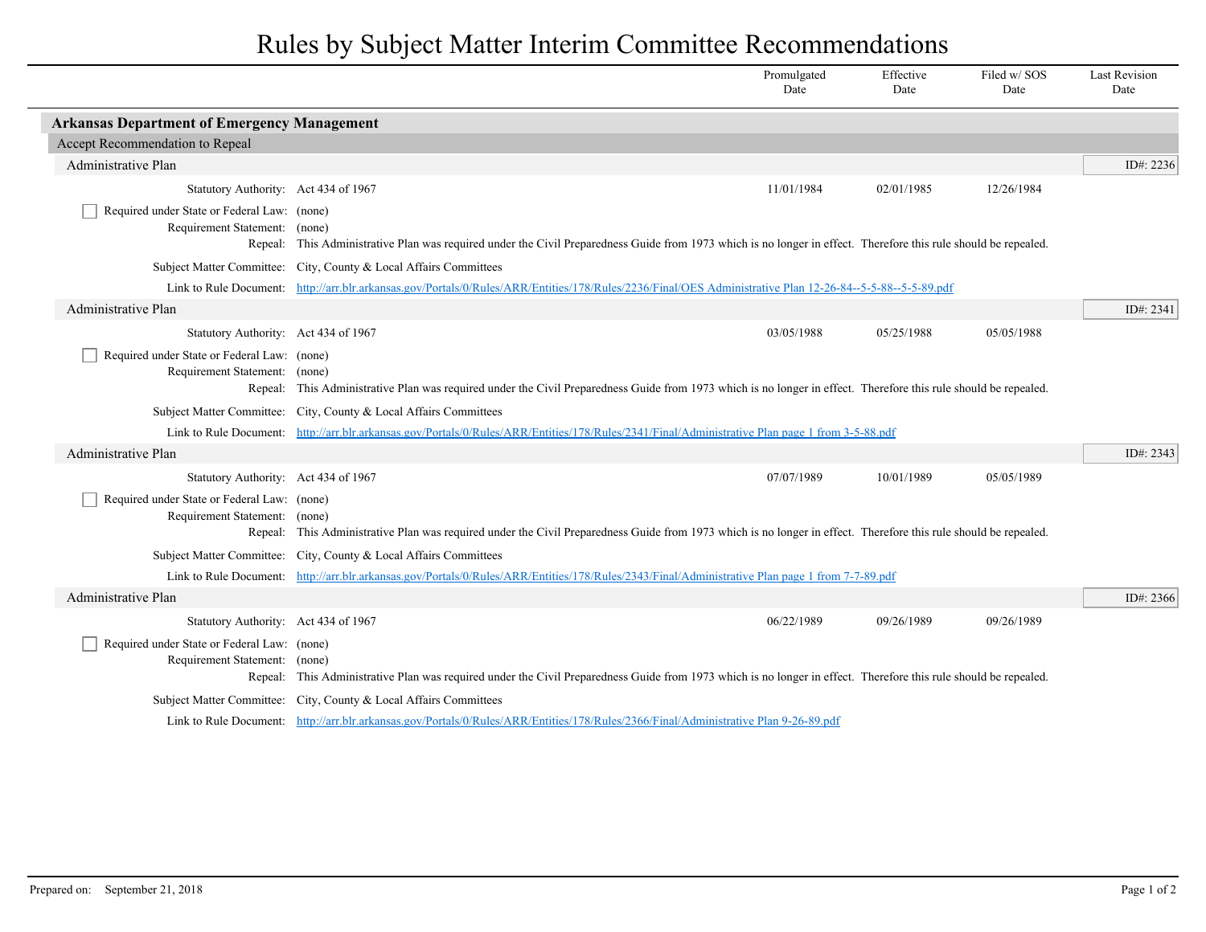# Rules by Subject Matter Interim Committee Recommendations

## Arkansas Department of Emergency Management

### Accept Recommendation to Repeal

| | Promulgated Date | Effective Date | Filed w/ SOS Date | Last Revision Date |
|---|---|---|---|---|

#### Administrative Plan — ID#: 2236

| | | Promulgated Date | Effective Date | Filed w/ SOS Date | Last Revision Date |
|---|---|---|---|---|---|
| Statutory Authority: | Act 434 of 1967 | 11/01/1984 | 02/01/1985 | 12/26/1984 | |

- [ ] Required under State or Federal Law: (none)

Requirement Statement: (none)

Repeal: This Administrative Plan was required under the Civil Preparedness Guide from 1973 which is no longer in effect. Therefore this rule should be repealed.

Subject Matter Committee: City, County & Local Affairs Committees

Link to Rule Document: http://arr.blr.arkansas.gov/Portals/0/Rules/ARR/Entities/178/Rules/2236/Final/OES Administrative Plan 12-26-84--5-5-88--5-5-89.pdf

#### Administrative Plan — ID#: 2341

| | | Promulgated Date | Effective Date | Filed w/ SOS Date | Last Revision Date |
|---|---|---|---|---|---|
| Statutory Authority: | Act 434 of 1967 | 03/05/1988 | 05/25/1988 | 05/05/1988 | |

- [ ] Required under State or Federal Law: (none)

Requirement Statement: (none)

Repeal: This Administrative Plan was required under the Civil Preparedness Guide from 1973 which is no longer in effect. Therefore this rule should be repealed.

Subject Matter Committee: City, County & Local Affairs Committees

Link to Rule Document: http://arr.blr.arkansas.gov/Portals/0/Rules/ARR/Entities/178/Rules/2341/Final/Administrative Plan page 1 from 3-5-88.pdf

#### Administrative Plan — ID#: 2343

| | | Promulgated Date | Effective Date | Filed w/ SOS Date | Last Revision Date |
|---|---|---|---|---|---|
| Statutory Authority: | Act 434 of 1967 | 07/07/1989 | 10/01/1989 | 05/05/1989 | |

- [ ] Required under State or Federal Law: (none)

Requirement Statement: (none)

Repeal: This Administrative Plan was required under the Civil Preparedness Guide from 1973 which is no longer in effect. Therefore this rule should be repealed.

Subject Matter Committee: City, County & Local Affairs Committees

Link to Rule Document: http://arr.blr.arkansas.gov/Portals/0/Rules/ARR/Entities/178/Rules/2343/Final/Administrative Plan page 1 from 7-7-89.pdf

#### Administrative Plan — ID#: 2366

| | | Promulgated Date | Effective Date | Filed w/ SOS Date | Last Revision Date |
|---|---|---|---|---|---|
| Statutory Authority: | Act 434 of 1967 | 06/22/1989 | 09/26/1989 | 09/26/1989 | |

- [ ] Required under State or Federal Law: (none)

Requirement Statement: (none)

Repeal: This Administrative Plan was required under the Civil Preparedness Guide from 1973 which is no longer in effect. Therefore this rule should be repealed.

Subject Matter Committee: City, County & Local Affairs Committees

Link to Rule Document: http://arr.blr.arkansas.gov/Portals/0/Rules/ARR/Entities/178/Rules/2366/Final/Administrative Plan 9-26-89.pdf

Prepared on: September 21, 2018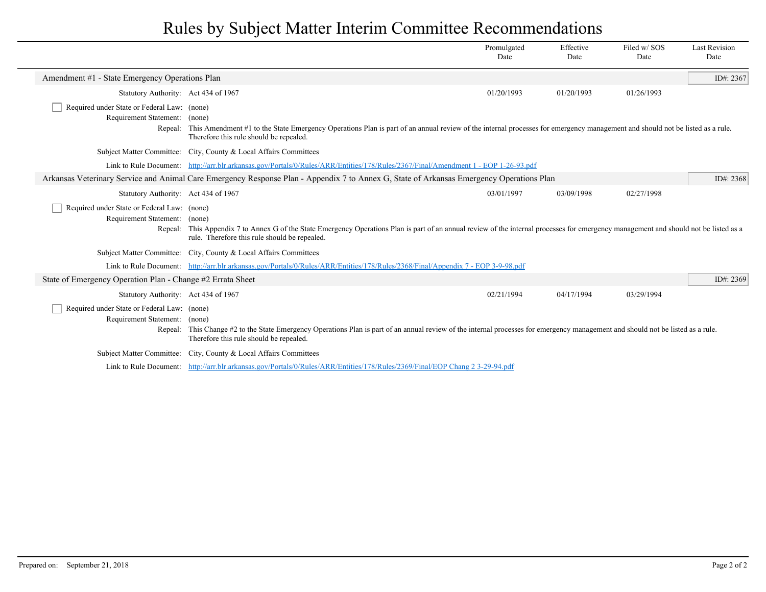# Rules by Subject Matter Interim Committee Recommendations

| | Promulgated Date | Effective Date | Filed w/ SOS Date | Last Revision Date |
|---|---|---|---|---|

## Amendment #1 - State Emergency Operations Plan

ID#: 2367

| | Promulgated Date | Effective Date | Filed w/ SOS Date | Last Revision Date |
|---|---|---|---|---|
| Statutory Authority: Act 434 of 1967 | 01/20/1993 | 01/20/1993 | 01/26/1993 | |

☐ Required under State or Federal Law: (none)

Requirement Statement: (none)

Repeal: This Amendment #1 to the State Emergency Operations Plan is part of an annual review of the internal processes for emergency management and should not be listed as a rule. Therefore this rule should be repealed.

Subject Matter Committee: City, County & Local Affairs Committees

Link to Rule Document: http://arr.blr.arkansas.gov/Portals/0/Rules/ARR/Entities/178/Rules/2367/Final/Amendment 1 - EOP 1-26-93.pdf

## Arkansas Veterinary Service and Animal Care Emergency Response Plan - Appendix 7 to Annex G, State of Arkansas Emergency Operations Plan

ID#: 2368

| | Promulgated Date | Effective Date | Filed w/ SOS Date | Last Revision Date |
|---|---|---|---|---|
| Statutory Authority: Act 434 of 1967 | 03/01/1997 | 03/09/1998 | 02/27/1998 | |

☐ Required under State or Federal Law: (none)

Requirement Statement: (none)

Repeal: This Appendix 7 to Annex G of the State Emergency Operations Plan is part of an annual review of the internal processes for emergency management and should not be listed as a rule. Therefore this rule should be repealed.

Subject Matter Committee: City, County & Local Affairs Committees

Link to Rule Document: http://arr.blr.arkansas.gov/Portals/0/Rules/ARR/Entities/178/Rules/2368/Final/Appendix 7 - EOP 3-9-98.pdf

## State of Emergency Operation Plan - Change #2 Errata Sheet

ID#: 2369

| | Promulgated Date | Effective Date | Filed w/ SOS Date | Last Revision Date |
|---|---|---|---|---|
| Statutory Authority: Act 434 of 1967 | 02/21/1994 | 04/17/1994 | 03/29/1994 | |

☐ Required under State or Federal Law: (none)

Requirement Statement: (none)

Repeal: This Change #2 to the State Emergency Operations Plan is part of an annual review of the internal processes for emergency management and should not be listed as a rule. Therefore this rule should be repealed.

Subject Matter Committee: City, County & Local Affairs Committees

Link to Rule Document: http://arr.blr.arkansas.gov/Portals/0/Rules/ARR/Entities/178/Rules/2369/Final/EOP Chang 2 3-29-94.pdf

Prepared on: September 21, 2018